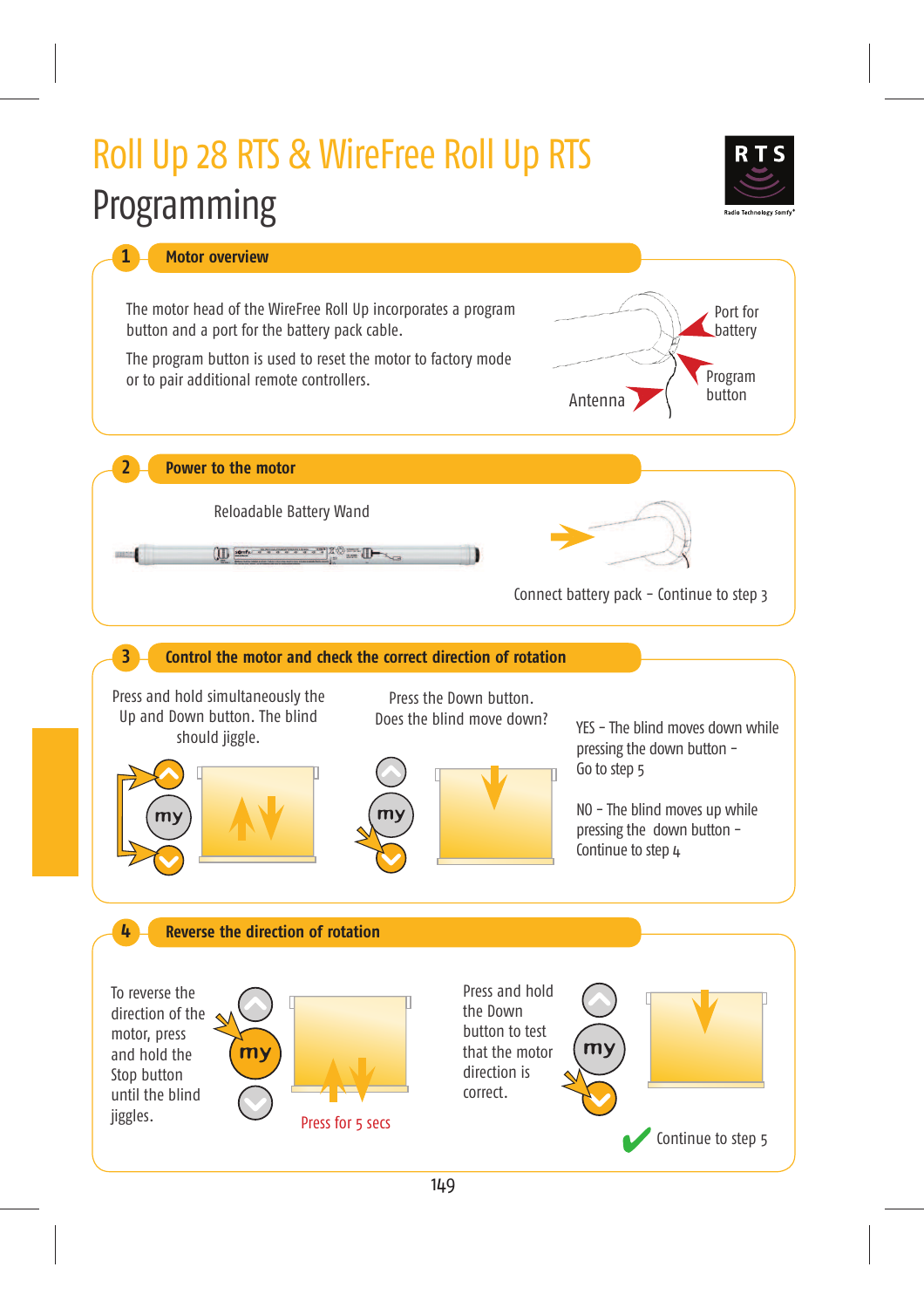# Roll Up 28 RTS & WireFree Roll Up RTS

# Programming

## 1 Motor overview

The motor head of the WireFree Roll Up incorporates a program button and a port for the battery pack cable.

The program button is used to reset the motor to factory mode or to pair additional remote controllers.

Port for battery

Program button

Antenna

## 2 Power to the motor

Reloadable Battery Wand

Connect battery pack – Continue to step 3

## 3 Control the motor and check the correct direction of rotation

Press and hold simultaneously the Up and Down button. The blind should jiggle.

Press the Down button. Does the blind move down?

YES – The blind moves down while pressing the down button – Go to step 5

NO – The blind moves up while pressing the down button – Continue to step 4

## 4 Reverse the direction of rotation

To reverse the direction of the motor, press and hold the Stop button until the blind jiggles.

Press for 5 secs

Press and hold the Down button to test that the motor direction is correct.

Continue to step 5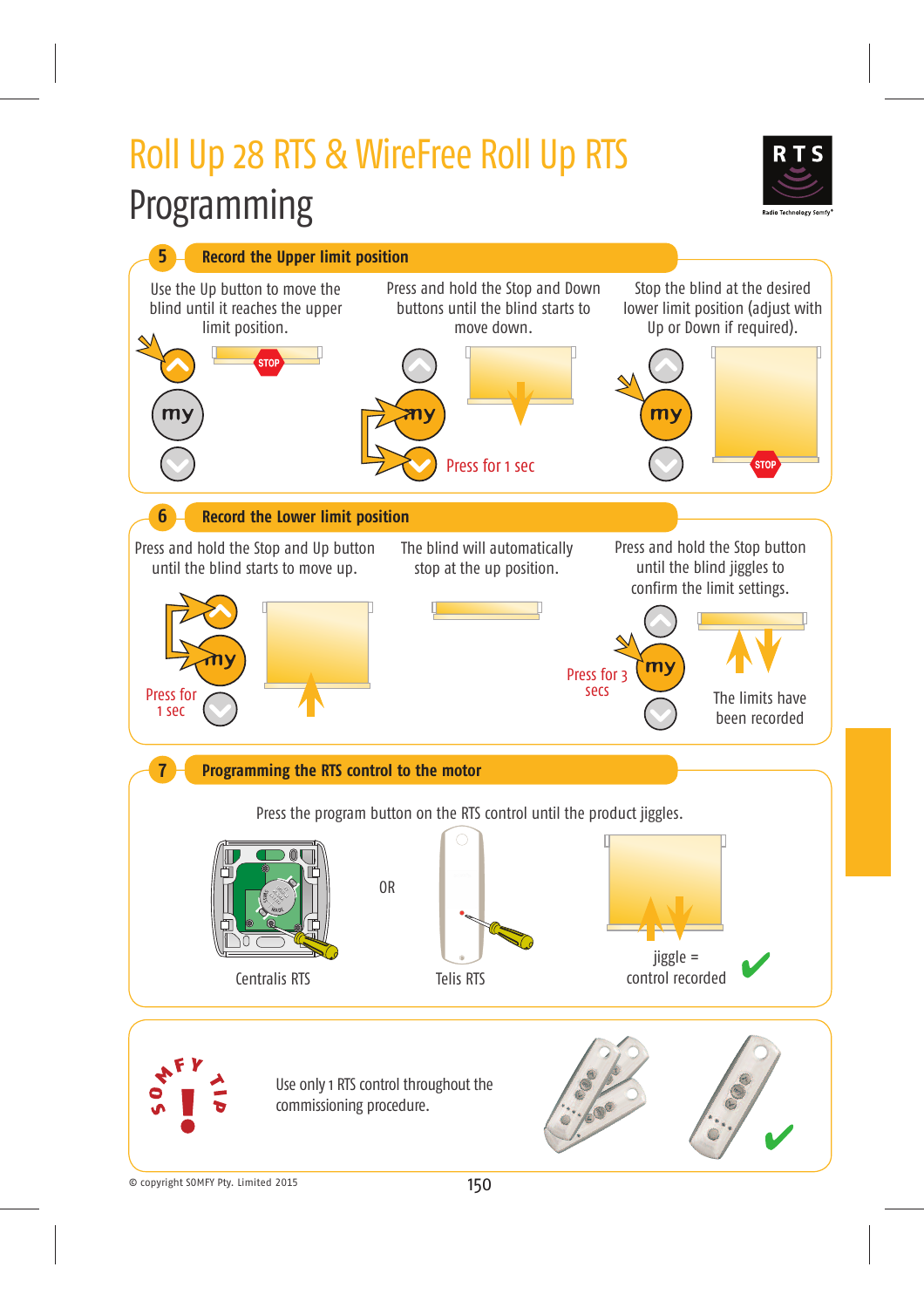# Roll Up 28 RTS & WireFree Roll Up RTS

## Programming

### 5 Record the Upper limit position

Use the Up button to move the blind until it reaches the upper limit position.

STOP

Press and hold the Stop and Down buttons until the blind starts to move down.

Press for 1 sec

Stop the blind at the desired lower limit position (adjust with Up or Down if required).

STOP

### 6 Record the Lower limit position

Press and hold the Stop and Up button until the blind starts to move up.

Press for 1 sec

The blind will automatically stop at the up position.

Press and hold the Stop button until the blind jiggles to confirm the limit settings.

Press for 3 secs

The limits have been recorded

### 7 Programming the RTS control to the motor

Press the program button on the RTS control until the product jiggles.

Centralis RTS

OR

Telis RTS

jiggle = control recorded

### SOMFY TIP

Use only 1 RTS control throughout the commissioning procedure.

© copyright SOMFY Pty. Limited 2015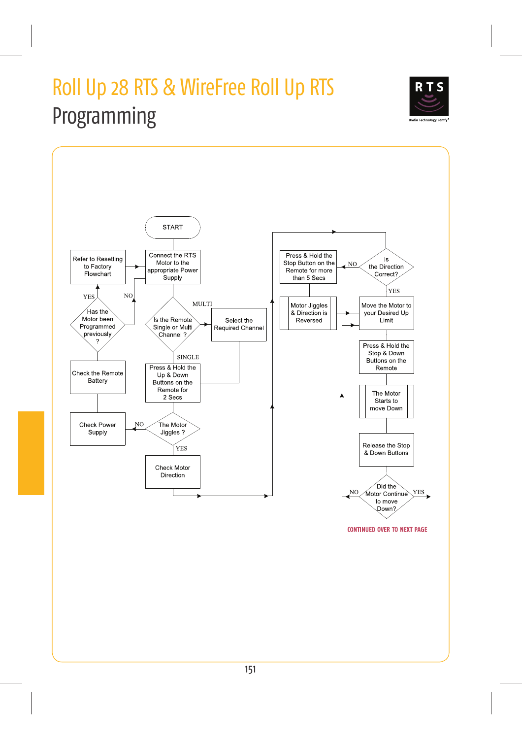# Roll Up 28 RTS & WireFree Roll Up RTS

## Programming

START

Connect the RTS Motor to the appropriate Power Supply

Is the Remote Single or Multi Channel ?

MULTI → Select the Required Channel

SINGLE → Press & Hold the Up & Down Buttons on the Remote for 2 Secs

The Motor Jiggles ?

NO → Check Power Supply → Check the Remote Battery → Has the Motor been Programmed previously ?

YES → Refer to Resetting to Factory Flowchart

NO → Connect the RTS Motor to the appropriate Power Supply

YES → Check Motor Direction

Is the Direction Correct?

NO → Press & Hold the Stop Button on the Remote for more than 5 Secs → Motor Jiggles & Direction is Reversed

YES → Move the Motor to your Desired Up Limit

Press & Hold the Stop & Down Buttons on the Remote

The Motor Starts to move Down

Release the Stop & Down Buttons

Did the Motor Continue to move Down?

NO → Move the Motor to your Desired Up Limit

YES →

CONTINUED OVER TO NEXT PAGE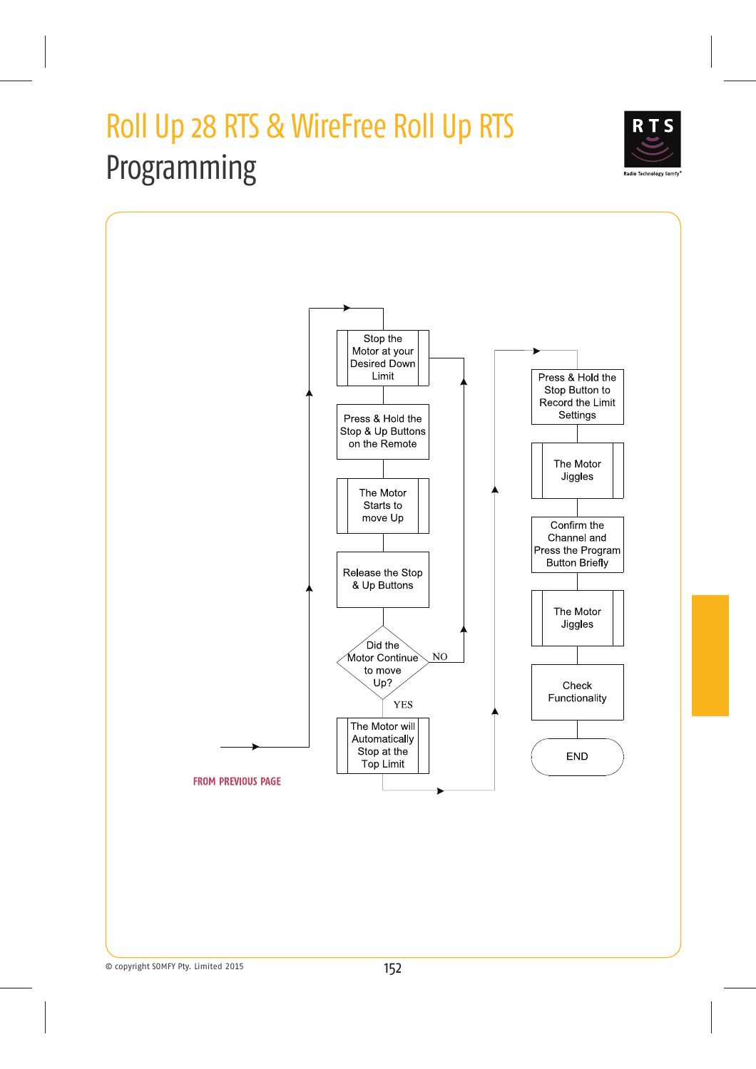# Roll Up 28 RTS & WireFree Roll Up RTS

## Programming

FROM PREVIOUS PAGE

- Stop the Motor at your Desired Down Limit
- Press & Hold the Stop & Up Buttons on the Remote
- The Motor Starts to move Up
- Release the Stop & Up Buttons
- Did the Motor Continue to move Up?
  - NO → Stop the Motor at your Desired Down Limit
  - YES → The Motor will Automatically Stop at the Top Limit
- Press & Hold the Stop Button to Record the Limit Settings
- The Motor Jiggles
- Confirm the Channel and Press the Program Button Briefly
- The Motor Jiggles
- Check Functionality
- END

© copyright SOMFY Pty. Limited 2015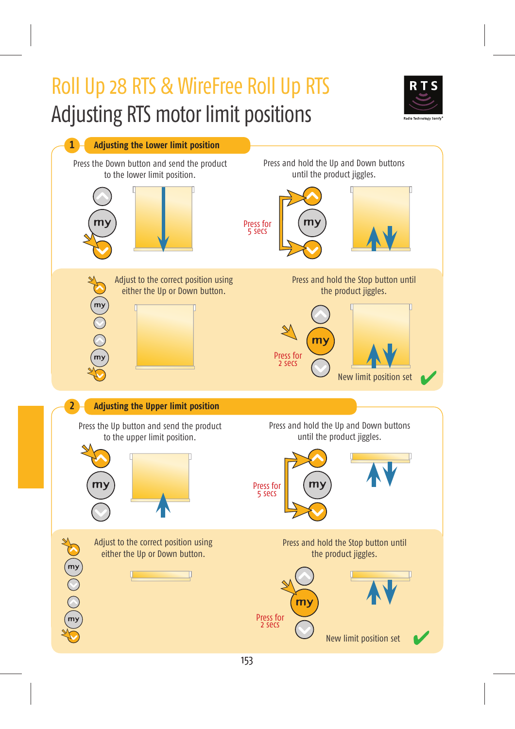# Roll Up 28 RTS & WireFree Roll Up RTS

# Adjusting RTS motor limit positions

RTS

Radio Technology Somfy®

## 1 Adjusting the Lower limit position

Press the Down button and send the product to the lower limit position.

Press and hold the Up and Down buttons until the product jiggles.

Press for 5 secs

Adjust to the correct position using either the Up or Down button.

Press and hold the Stop button until the product jiggles.

Press for 2 secs

New limit position set

## 2 Adjusting the Upper limit position

Press the Up button and send the product to the upper limit position.

Press and hold the Up and Down buttons until the product jiggles.

Press for 5 secs

Adjust to the correct position using either the Up or Down button.

Press and hold the Stop button until the product jiggles.

Press for 2 secs

New limit position set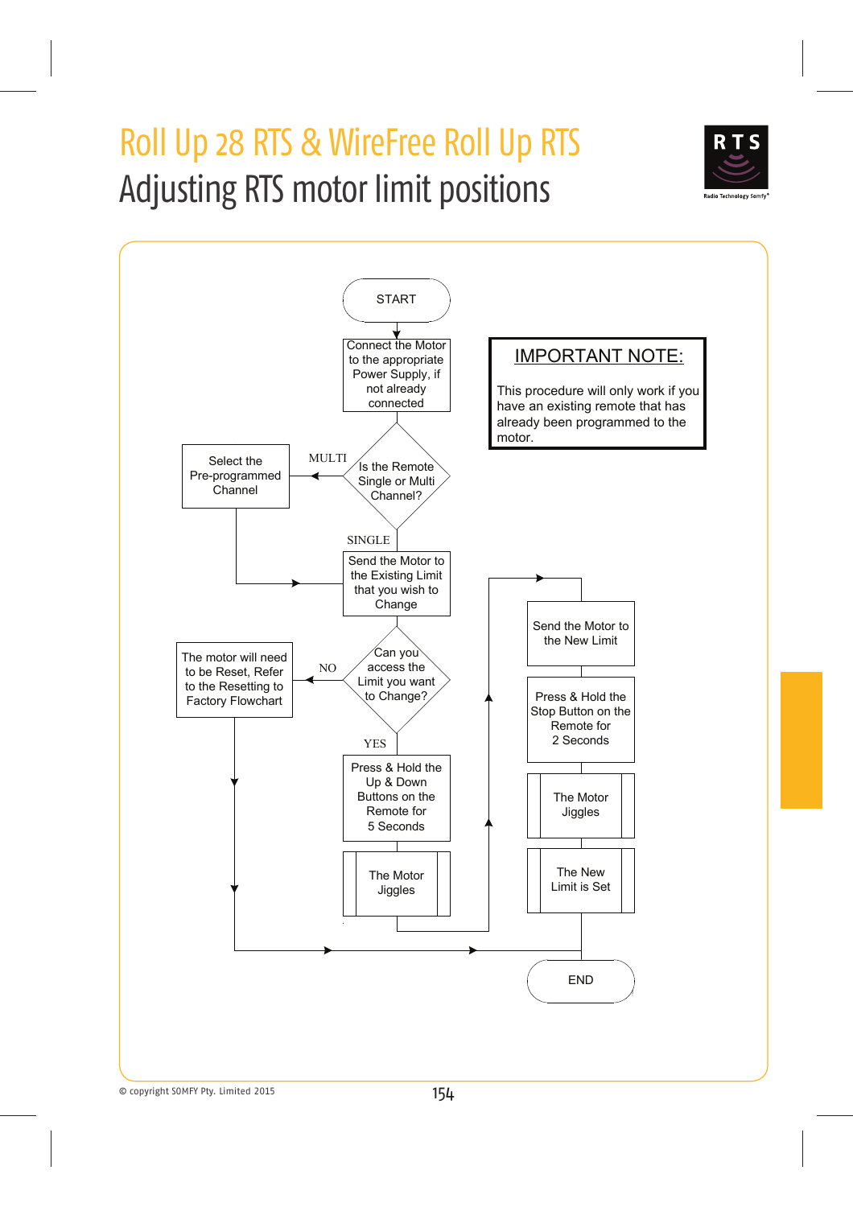# Roll Up 28 RTS & WireFree Roll Up RTS

## Adjusting RTS motor limit positions

RTS
Radio Technology Somfy®

START

Connect the Motor to the appropriate Power Supply, if not already connected

Is the Remote Single or Multi Channel?

MULTI

Select the Pre-programmed Channel

SINGLE

Send the Motor to the Existing Limit that you wish to Change

Can you access the Limit you want to Change?

NO

The motor will need to be Reset, Refer to the Resetting to Factory Flowchart

YES

Press & Hold the Up & Down Buttons on the Remote for 5 Seconds

The Motor Jiggles

Send the Motor to the New Limit

Press & Hold the Stop Button on the Remote for 2 Seconds

The Motor Jiggles

The New Limit is Set

END

**IMPORTANT NOTE:**

This procedure will only work if you have an existing remote that has already been programmed to the motor.

© copyright SOMFY Pty. Limited 2015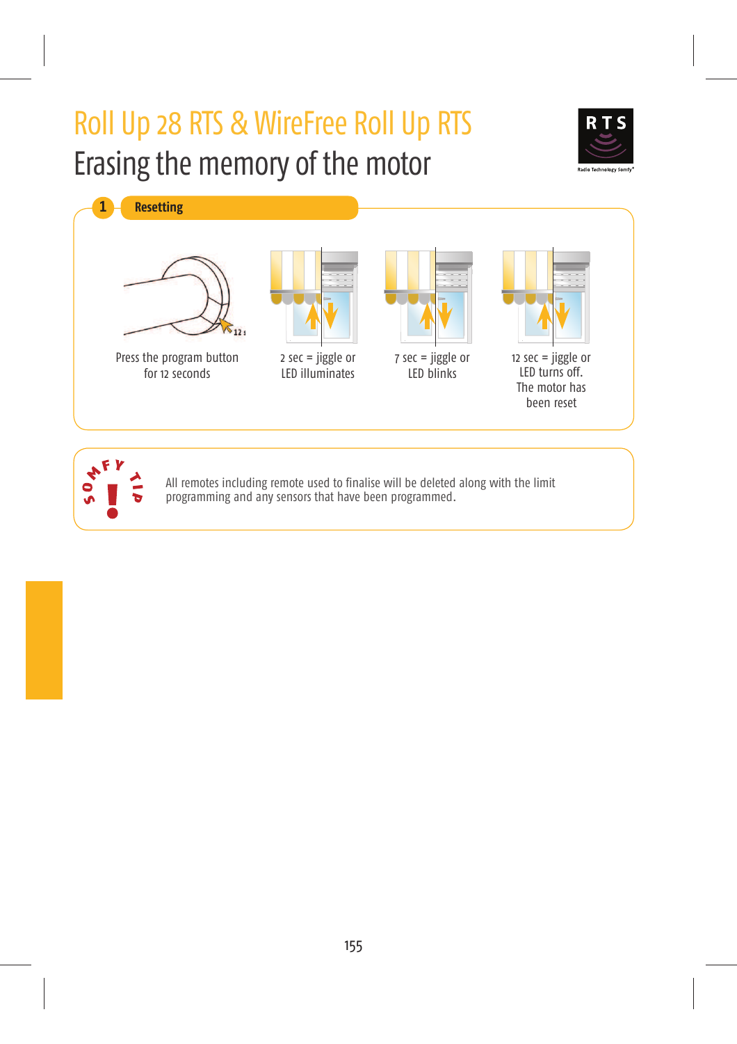# Roll Up 28 RTS & WireFree Roll Up RTS

## Erasing the memory of the motor

### 1 Resetting

Press the program button for 12 seconds

2 sec = jiggle or LED illuminates

7 sec = jiggle or LED blinks

12 sec = jiggle or LED turns off. The motor has been reset

**SOMFY TIP**

All remotes including remote used to finalise will be deleted along with the limit programming and any sensors that have been programmed.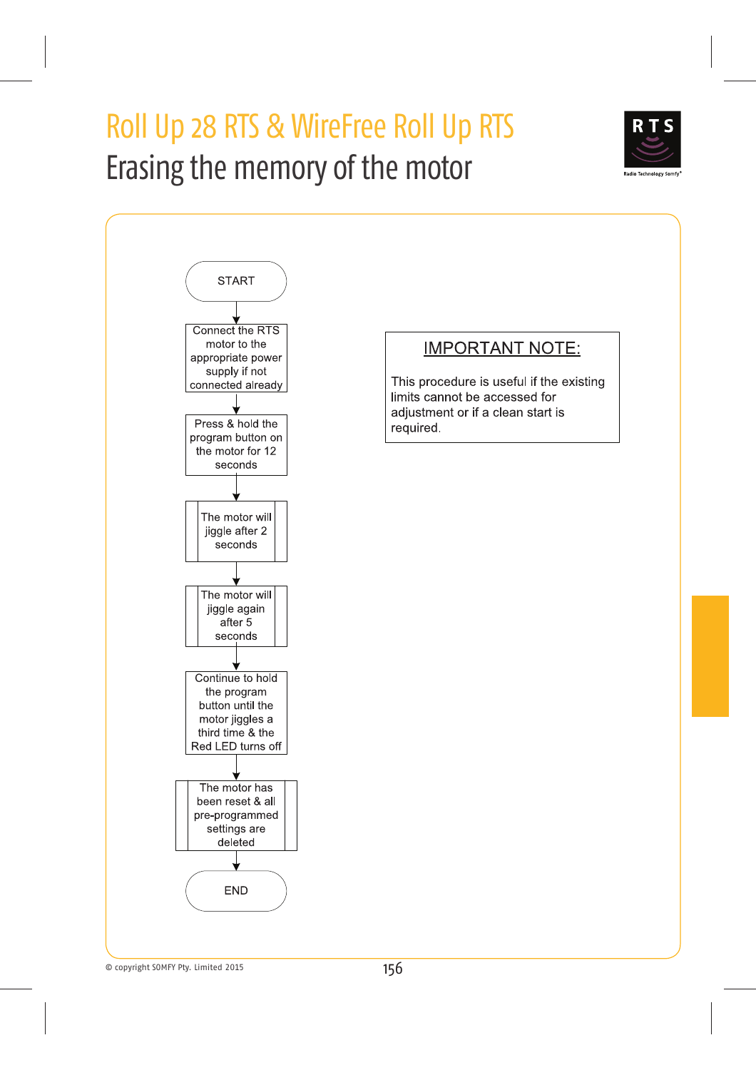# Roll Up 28 RTS & WireFree Roll Up RTS

## Erasing the memory of the motor

START

Connect the RTS motor to the appropriate power supply if not connected already

Press & hold the program button on the motor for 12 seconds

The motor will jiggle after 2 seconds

The motor will jiggle again after 5 seconds

Continue to hold the program button until the motor jiggles a third time & the Red LED turns off

The motor has been reset & all pre-programmed settings are deleted

END

**IMPORTANT NOTE:**

This procedure is useful if the existing limits cannot be accessed for adjustment or if a clean start is required.

© copyright SOMFY Pty. Limited 2015